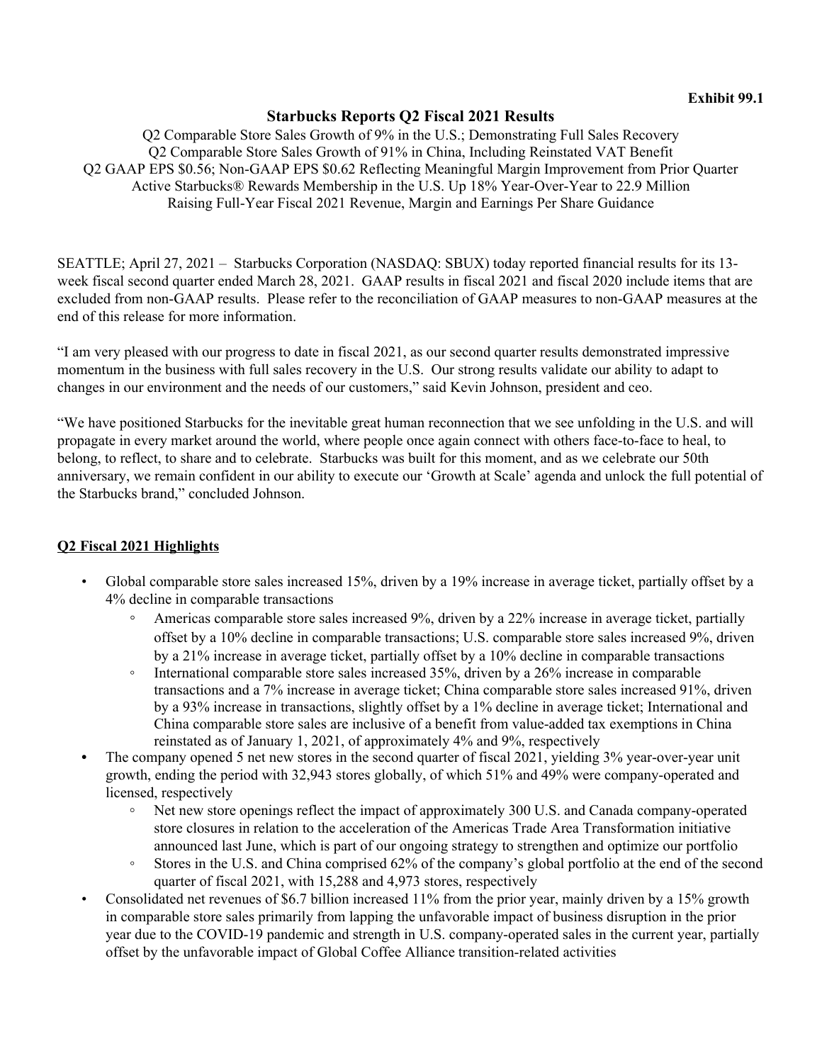**Exhibit 99.1**

# Starbucks Reports Q2 Fiscal 2021 Results

Q2 Comparable Store Sales Growth of 9% in the U.S.; Demonstrating Full Sales Recovery
Q2 Comparable Store Sales Growth of 91% in China, Including Reinstated VAT Benefit
Q2 GAAP EPS $0.56; Non-GAAP EPS $0.62 Reflecting Meaningful Margin Improvement from Prior Quarter
Active Starbucks® Rewards Membership in the U.S. Up 18% Year-Over-Year to 22.9 Million
Raising Full-Year Fiscal 2021 Revenue, Margin and Earnings Per Share Guidance

SEATTLE; April 27, 2021 – Starbucks Corporation (NASDAQ: SBUX) today reported financial results for its 13-week fiscal second quarter ended March 28, 2021. GAAP results in fiscal 2021 and fiscal 2020 include items that are excluded from non-GAAP results. Please refer to the reconciliation of GAAP measures to non-GAAP measures at the end of this release for more information.

"I am very pleased with our progress to date in fiscal 2021, as our second quarter results demonstrated impressive momentum in the business with full sales recovery in the U.S. Our strong results validate our ability to adapt to changes in our environment and the needs of our customers," said Kevin Johnson, president and ceo.

"We have positioned Starbucks for the inevitable great human reconnection that we see unfolding in the U.S. and will propagate in every market around the world, where people once again connect with others face-to-face to heal, to belong, to reflect, to share and to celebrate. Starbucks was built for this moment, and as we celebrate our 50th anniversary, we remain confident in our ability to execute our 'Growth at Scale' agenda and unlock the full potential of the Starbucks brand," concluded Johnson.

## Q2 Fiscal 2021 Highlights

- Global comparable store sales increased 15%, driven by a 19% increase in average ticket, partially offset by a 4% decline in comparable transactions
  - Americas comparable store sales increased 9%, driven by a 22% increase in average ticket, partially offset by a 10% decline in comparable transactions; U.S. comparable store sales increased 9%, driven by a 21% increase in average ticket, partially offset by a 10% decline in comparable transactions
  - International comparable store sales increased 35%, driven by a 26% increase in comparable transactions and a 7% increase in average ticket; China comparable store sales increased 91%, driven by a 93% increase in transactions, slightly offset by a 1% decline in average ticket; International and China comparable store sales are inclusive of a benefit from value-added tax exemptions in China reinstated as of January 1, 2021, of approximately 4% and 9%, respectively
- The company opened 5 net new stores in the second quarter of fiscal 2021, yielding 3% year-over-year unit growth, ending the period with 32,943 stores globally, of which 51% and 49% were company-operated and licensed, respectively
  - Net new store openings reflect the impact of approximately 300 U.S. and Canada company-operated store closures in relation to the acceleration of the Americas Trade Area Transformation initiative announced last June, which is part of our ongoing strategy to strengthen and optimize our portfolio
  - Stores in the U.S. and China comprised 62% of the company's global portfolio at the end of the second quarter of fiscal 2021, with 15,288 and 4,973 stores, respectively
- Consolidated net revenues of $6.7 billion increased 11% from the prior year, mainly driven by a 15% growth in comparable store sales primarily from lapping the unfavorable impact of business disruption in the prior year due to the COVID-19 pandemic and strength in U.S. company-operated sales in the current year, partially offset by the unfavorable impact of Global Coffee Alliance transition-related activities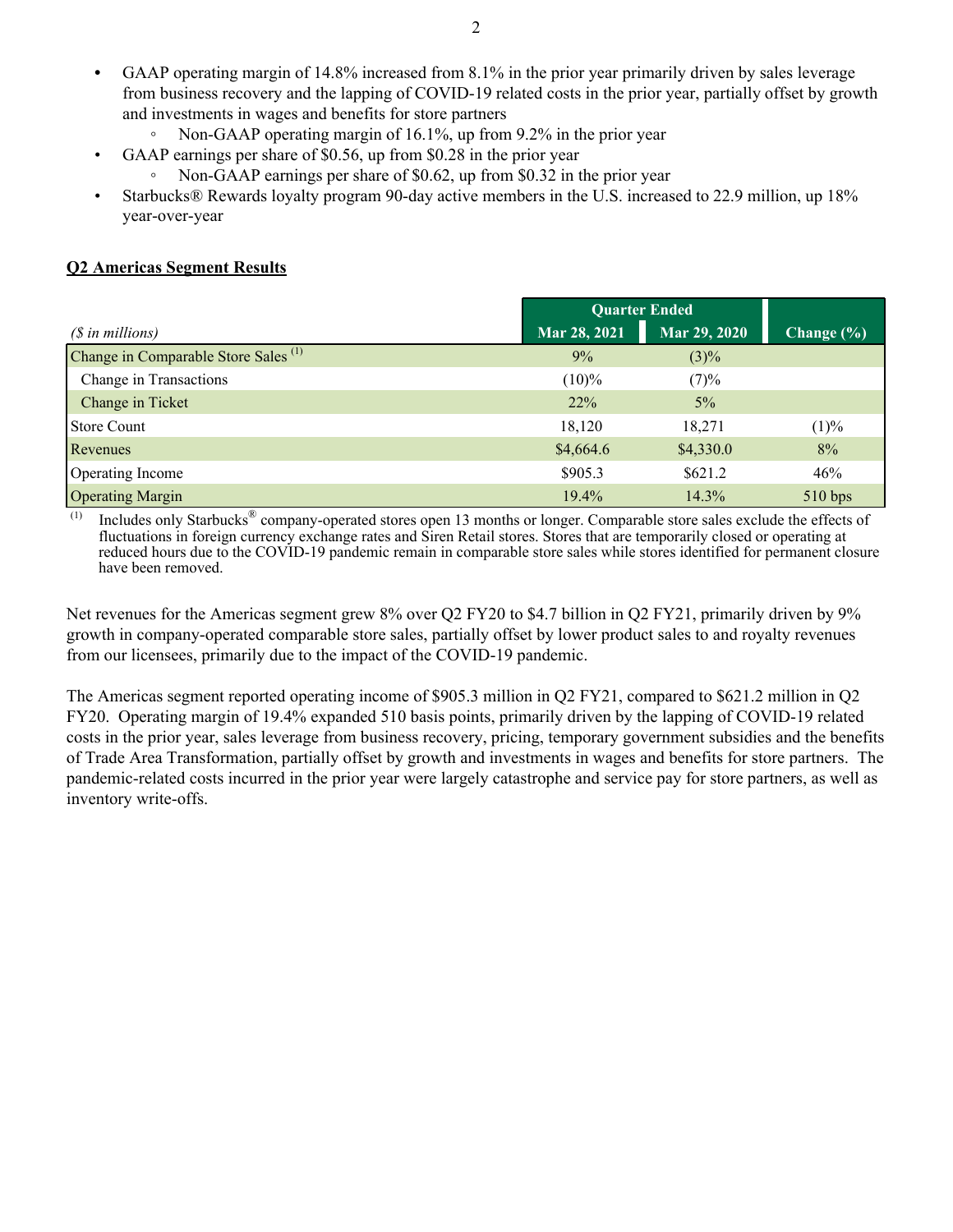- GAAP operating margin of 14.8% increased from 8.1% in the prior year primarily driven by sales leverage from business recovery and the lapping of COVID-19 related costs in the prior year, partially offset by growth and investments in wages and benefits for store partners
  - Non-GAAP operating margin of 16.1%, up from 9.2% in the prior year
- GAAP earnings per share of $0.56, up from $0.28 in the prior year
  - Non-GAAP earnings per share of $0.62, up from $0.32 in the prior year
- Starbucks® Rewards loyalty program 90-day active members in the U.S. increased to 22.9 million, up 18% year-over-year

**Q2 Americas Segment Results**

| | Quarter Ended | | |
|---|---|---|---|
| *($ in millions)* | Mar 28, 2021 | Mar 29, 2020 | Change (%) |
| Change in Comparable Store Sales [(1)] | 9% | (3)% | |
| Change in Transactions | (10)% | (7)% | |
| Change in Ticket | 22% | 5% | |
| Store Count | 18,120 | 18,271 | (1)% |
| Revenues | $4,664.6 | $4,330.0 | 8% |
| Operating Income | $905.3 | $621.2 | 46% |
| Operating Margin | 19.4% | 14.3% | 510 bps |

(1) Includes only Starbucks® company-operated stores open 13 months or longer. Comparable store sales exclude the effects of fluctuations in foreign currency exchange rates and Siren Retail stores. Stores that are temporarily closed or operating at reduced hours due to the COVID-19 pandemic remain in comparable store sales while stores identified for permanent closure have been removed.

Net revenues for the Americas segment grew 8% over Q2 FY20 to $4.7 billion in Q2 FY21, primarily driven by 9% growth in company-operated comparable store sales, partially offset by lower product sales to and royalty revenues from our licensees, primarily due to the impact of the COVID-19 pandemic.

The Americas segment reported operating income of $905.3 million in Q2 FY21, compared to $621.2 million in Q2 FY20. Operating margin of 19.4% expanded 510 basis points, primarily driven by the lapping of COVID-19 related costs in the prior year, sales leverage from business recovery, pricing, temporary government subsidies and the benefits of Trade Area Transformation, partially offset by growth and investments in wages and benefits for store partners. The pandemic-related costs incurred in the prior year were largely catastrophe and service pay for store partners, as well as inventory write-offs.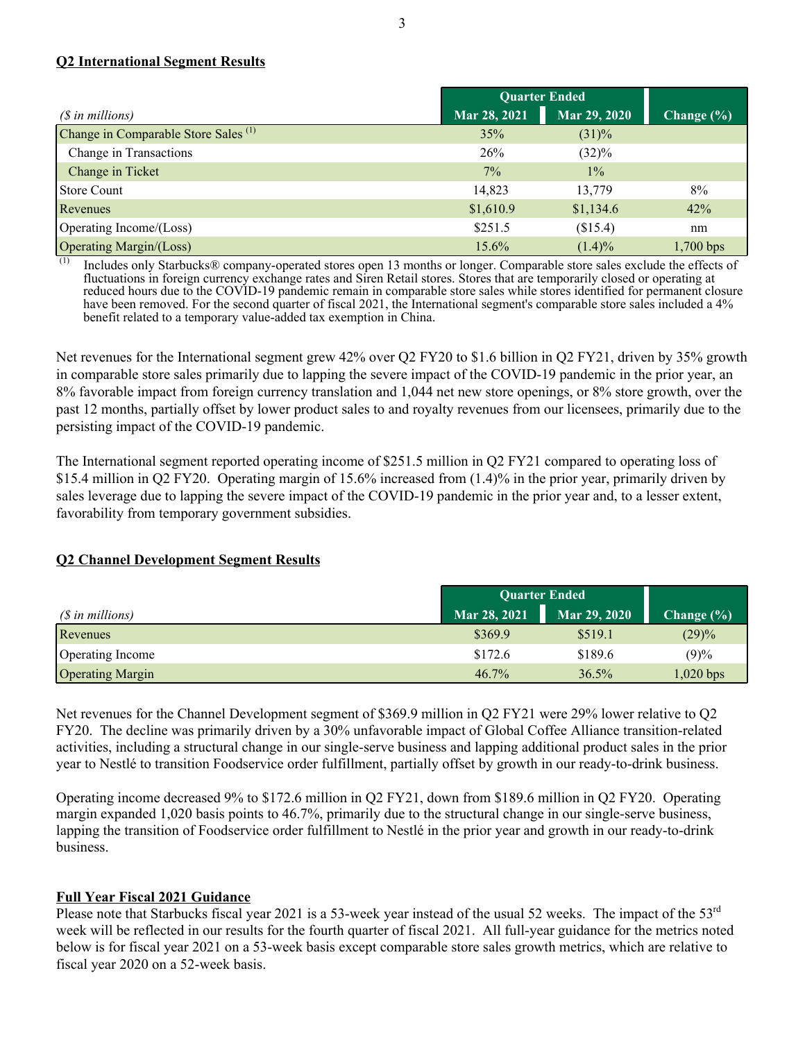## Q2 International Segment Results

| ($ in millions) | Quarter Ended | | Change (%) |
|---|---|---|---|
| | Mar 28, 2021 | Mar 29, 2020 | |
| Change in Comparable Store Sales [(1)] | 35% | (31)% | |
| Change in Transactions | 26% | (32)% | |
| Change in Ticket | 7% | 1% | |
| Store Count | 14,823 | 13,779 | 8% |
| Revenues | $1,610.9 | $1,134.6 | 42% |
| Operating Income/(Loss) | $251.5 | ($15.4) | nm |
| Operating Margin/(Loss) | 15.6% | (1.4)% | 1,700 bps |

(1) Includes only Starbucks® company-operated stores open 13 months or longer. Comparable store sales exclude the effects of fluctuations in foreign currency exchange rates and Siren Retail stores. Stores that are temporarily closed or operating at reduced hours due to the COVID-19 pandemic remain in comparable store sales while stores identified for permanent closure have been removed. For the second quarter of fiscal 2021, the International segment's comparable store sales included a 4% benefit related to a temporary value-added tax exemption in China.

Net revenues for the International segment grew 42% over Q2 FY20 to $1.6 billion in Q2 FY21, driven by 35% growth in comparable store sales primarily due to lapping the severe impact of the COVID-19 pandemic in the prior year, an 8% favorable impact from foreign currency translation and 1,044 net new store openings, or 8% store growth, over the past 12 months, partially offset by lower product sales to and royalty revenues from our licensees, primarily due to the persisting impact of the COVID-19 pandemic.

The International segment reported operating income of $251.5 million in Q2 FY21 compared to operating loss of $15.4 million in Q2 FY20. Operating margin of 15.6% increased from (1.4)% in the prior year, primarily driven by sales leverage due to lapping the severe impact of the COVID-19 pandemic in the prior year and, to a lesser extent, favorability from temporary government subsidies.

## Q2 Channel Development Segment Results

| ($ in millions) | Quarter Ended | | Change (%) |
|---|---|---|---|
| | Mar 28, 2021 | Mar 29, 2020 | |
| Revenues | $369.9 | $519.1 | (29)% |
| Operating Income | $172.6 | $189.6 | (9)% |
| Operating Margin | 46.7% | 36.5% | 1,020 bps |

Net revenues for the Channel Development segment of $369.9 million in Q2 FY21 were 29% lower relative to Q2 FY20. The decline was primarily driven by a 30% unfavorable impact of Global Coffee Alliance transition-related activities, including a structural change in our single-serve business and lapping additional product sales in the prior year to Nestlé to transition Foodservice order fulfillment, partially offset by growth in our ready-to-drink business.

Operating income decreased 9% to $172.6 million in Q2 FY21, down from $189.6 million in Q2 FY20. Operating margin expanded 1,020 basis points to 46.7%, primarily due to the structural change in our single-serve business, lapping the transition of Foodservice order fulfillment to Nestlé in the prior year and growth in our ready-to-drink business.

## Full Year Fiscal 2021 Guidance

Please note that Starbucks fiscal year 2021 is a 53-week year instead of the usual 52 weeks. The impact of the 53rd week will be reflected in our results for the fourth quarter of fiscal 2021. All full-year guidance for the metrics noted below is for fiscal year 2021 on a 53-week basis except comparable store sales growth metrics, which are relative to fiscal year 2020 on a 52-week basis.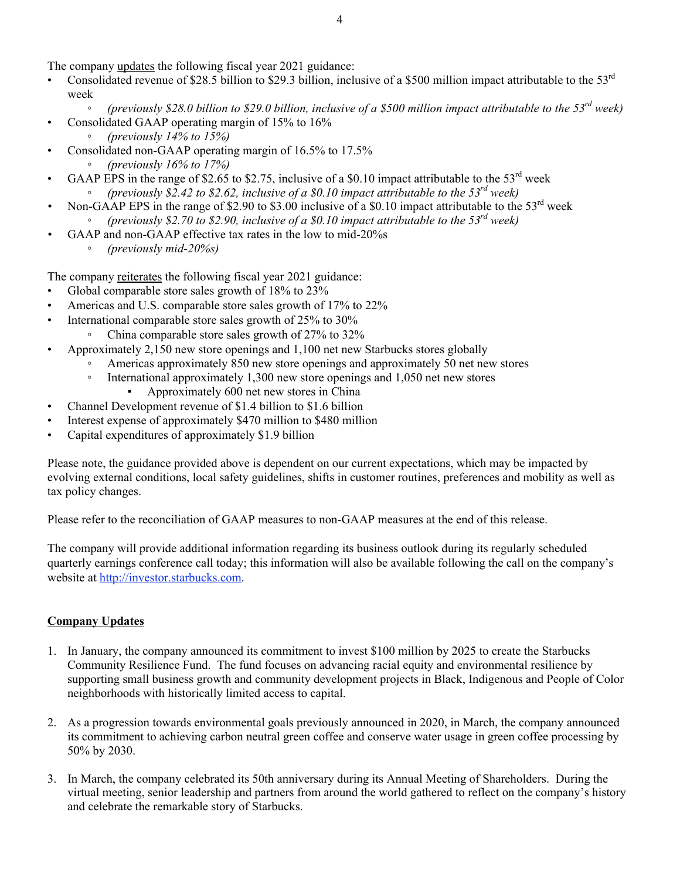The company <u>updates</u> the following fiscal year 2021 guidance:

- Consolidated revenue of \$28.5 billion to \$29.3 billion, inclusive of a \$500 million impact attributable to the 53rd week
  - *(previously \$28.0 billion to \$29.0 billion, inclusive of a \$500 million impact attributable to the 53rd week)*
- Consolidated GAAP operating margin of 15% to 16%
  - *(previously 14% to 15%)*
- Consolidated non-GAAP operating margin of 16.5% to 17.5%
  - *(previously 16% to 17%)*
- GAAP EPS in the range of \$2.65 to \$2.75, inclusive of a \$0.10 impact attributable to the 53rd week
  - *(previously \$2.42 to \$2.62, inclusive of a \$0.10 impact attributable to the 53rd week)*
- Non-GAAP EPS in the range of \$2.90 to \$3.00 inclusive of a \$0.10 impact attributable to the 53rd week
  - *(previously \$2.70 to \$2.90, inclusive of a \$0.10 impact attributable to the 53rd week)*
- GAAP and non-GAAP effective tax rates in the low to mid-20%s
  - *(previously mid-20%s)*

The company <u>reiterates</u> the following fiscal year 2021 guidance:

- Global comparable store sales growth of 18% to 23%
- Americas and U.S. comparable store sales growth of 17% to 22%
- International comparable store sales growth of 25% to 30%
  - China comparable store sales growth of 27% to 32%
- Approximately 2,150 new store openings and 1,100 net new Starbucks stores globally
  - Americas approximately 850 new store openings and approximately 50 net new stores
  - International approximately 1,300 new store openings and 1,050 net new stores
    - Approximately 600 net new stores in China
- Channel Development revenue of \$1.4 billion to \$1.6 billion
- Interest expense of approximately \$470 million to \$480 million
- Capital expenditures of approximately \$1.9 billion

Please note, the guidance provided above is dependent on our current expectations, which may be impacted by evolving external conditions, local safety guidelines, shifts in customer routines, preferences and mobility as well as tax policy changes.

Please refer to the reconciliation of GAAP measures to non-GAAP measures at the end of this release.

The company will provide additional information regarding its business outlook during its regularly scheduled quarterly earnings conference call today; this information will also be available following the call on the company's website at http://investor.starbucks.com.

## **<u>Company Updates</u>**

1. In January, the company announced its commitment to invest \$100 million by 2025 to create the Starbucks Community Resilience Fund. The fund focuses on advancing racial equity and environmental resilience by supporting small business growth and community development projects in Black, Indigenous and People of Color neighborhoods with historically limited access to capital.

2. As a progression towards environmental goals previously announced in 2020, in March, the company announced its commitment to achieving carbon neutral green coffee and conserve water usage in green coffee processing by 50% by 2030.

3. In March, the company celebrated its 50th anniversary during its Annual Meeting of Shareholders. During the virtual meeting, senior leadership and partners from around the world gathered to reflect on the company's history and celebrate the remarkable story of Starbucks.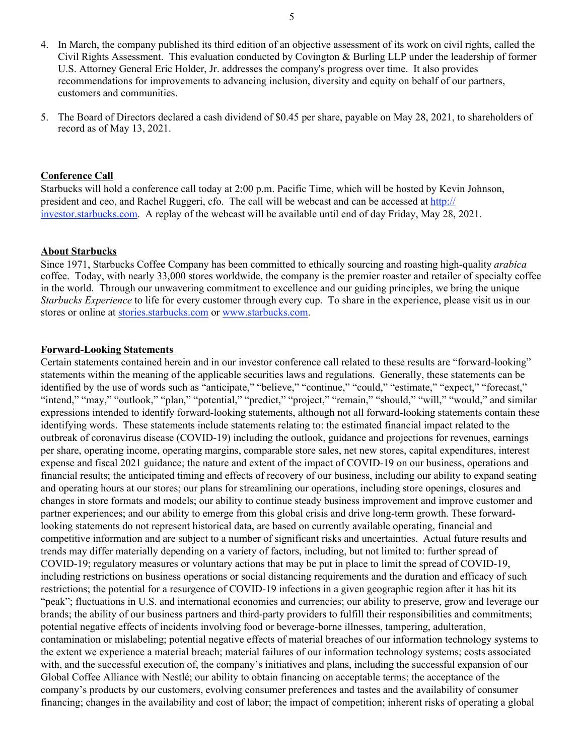4. In March, the company published its third edition of an objective assessment of its work on civil rights, called the Civil Rights Assessment. This evaluation conducted by Covington & Burling LLP under the leadership of former U.S. Attorney General Eric Holder, Jr. addresses the company's progress over time. It also provides recommendations for improvements to advancing inclusion, diversity and equity on behalf of our partners, customers and communities.

5. The Board of Directors declared a cash dividend of $0.45 per share, payable on May 28, 2021, to shareholders of record as of May 13, 2021.

## Conference Call

Starbucks will hold a conference call today at 2:00 p.m. Pacific Time, which will be hosted by Kevin Johnson, president and ceo, and Rachel Ruggeri, cfo. The call will be webcast and can be accessed at http://investor.starbucks.com. A replay of the webcast will be available until end of day Friday, May 28, 2021.

## About Starbucks

Since 1971, Starbucks Coffee Company has been committed to ethically sourcing and roasting high-quality *arabica* coffee. Today, with nearly 33,000 stores worldwide, the company is the premier roaster and retailer of specialty coffee in the world. Through our unwavering commitment to excellence and our guiding principles, we bring the unique *Starbucks Experience* to life for every customer through every cup. To share in the experience, please visit us in our stores or online at stories.starbucks.com or www.starbucks.com.

## Forward-Looking Statements

Certain statements contained herein and in our investor conference call related to these results are "forward-looking" statements within the meaning of the applicable securities laws and regulations. Generally, these statements can be identified by the use of words such as "anticipate," "believe," "continue," "could," "estimate," "expect," "forecast," "intend," "may," "outlook," "plan," "potential," "predict," "project," "remain," "should," "will," "would," and similar expressions intended to identify forward-looking statements, although not all forward-looking statements contain these identifying words. These statements include statements relating to: the estimated financial impact related to the outbreak of coronavirus disease (COVID-19) including the outlook, guidance and projections for revenues, earnings per share, operating income, operating margins, comparable store sales, net new stores, capital expenditures, interest expense and fiscal 2021 guidance; the nature and extent of the impact of COVID-19 on our business, operations and financial results; the anticipated timing and effects of recovery of our business, including our ability to expand seating and operating hours at our stores; our plans for streamlining our operations, including store openings, closures and changes in store formats and models; our ability to continue steady business improvement and improve customer and partner experiences; and our ability to emerge from this global crisis and drive long-term growth. These forward-looking statements do not represent historical data, are based on currently available operating, financial and competitive information and are subject to a number of significant risks and uncertainties. Actual future results and trends may differ materially depending on a variety of factors, including, but not limited to: further spread of COVID-19; regulatory measures or voluntary actions that may be put in place to limit the spread of COVID-19, including restrictions on business operations or social distancing requirements and the duration and efficacy of such restrictions; the potential for a resurgence of COVID-19 infections in a given geographic region after it has hit its "peak"; fluctuations in U.S. and international economies and currencies; our ability to preserve, grow and leverage our brands; the ability of our business partners and third-party providers to fulfill their responsibilities and commitments; potential negative effects of incidents involving food or beverage-borne illnesses, tampering, adulteration, contamination or mislabeling; potential negative effects of material breaches of our information technology systems to the extent we experience a material breach; material failures of our information technology systems; costs associated with, and the successful execution of, the company's initiatives and plans, including the successful expansion of our Global Coffee Alliance with Nestlé; our ability to obtain financing on acceptable terms; the acceptance of the company's products by our customers, evolving consumer preferences and tastes and the availability of consumer financing; changes in the availability and cost of labor; the impact of competition; inherent risks of operating a global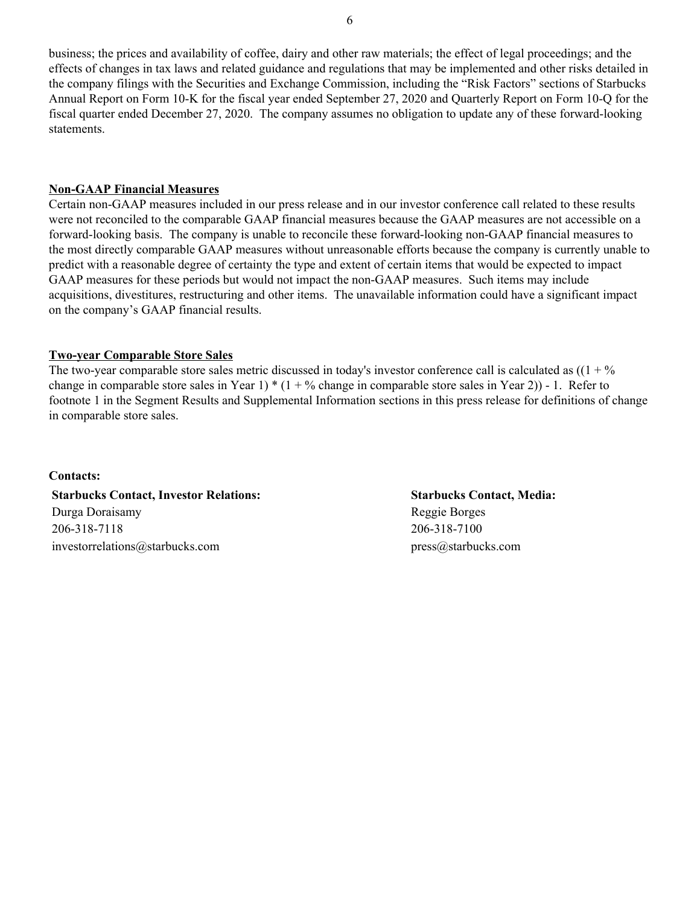business; the prices and availability of coffee, dairy and other raw materials; the effect of legal proceedings; and the effects of changes in tax laws and related guidance and regulations that may be implemented and other risks detailed in the company filings with the Securities and Exchange Commission, including the "Risk Factors" sections of Starbucks Annual Report on Form 10-K for the fiscal year ended September 27, 2020 and Quarterly Report on Form 10-Q for the fiscal quarter ended December 27, 2020. The company assumes no obligation to update any of these forward-looking statements.

**Non-GAAP Financial Measures**

Certain non-GAAP measures included in our press release and in our investor conference call related to these results were not reconciled to the comparable GAAP financial measures because the GAAP measures are not accessible on a forward-looking basis. The company is unable to reconcile these forward-looking non-GAAP financial measures to the most directly comparable GAAP measures without unreasonable efforts because the company is currently unable to predict with a reasonable degree of certainty the type and extent of certain items that would be expected to impact GAAP measures for these periods but would not impact the non-GAAP measures. Such items may include acquisitions, divestitures, restructuring and other items. The unavailable information could have a significant impact on the company's GAAP financial results.

**Two-year Comparable Store Sales**

The two-year comparable store sales metric discussed in today's investor conference call is calculated as ((1 + % change in comparable store sales in Year 1) * (1 + % change in comparable store sales in Year 2)) - 1. Refer to footnote 1 in the Segment Results and Supplemental Information sections in this press release for definitions of change in comparable store sales.

**Contacts:**

**Starbucks Contact, Investor Relations:**
Durga Doraisamy
206-318-7118
investorrelations@starbucks.com

**Starbucks Contact, Media:**
Reggie Borges
206-318-7100
press@starbucks.com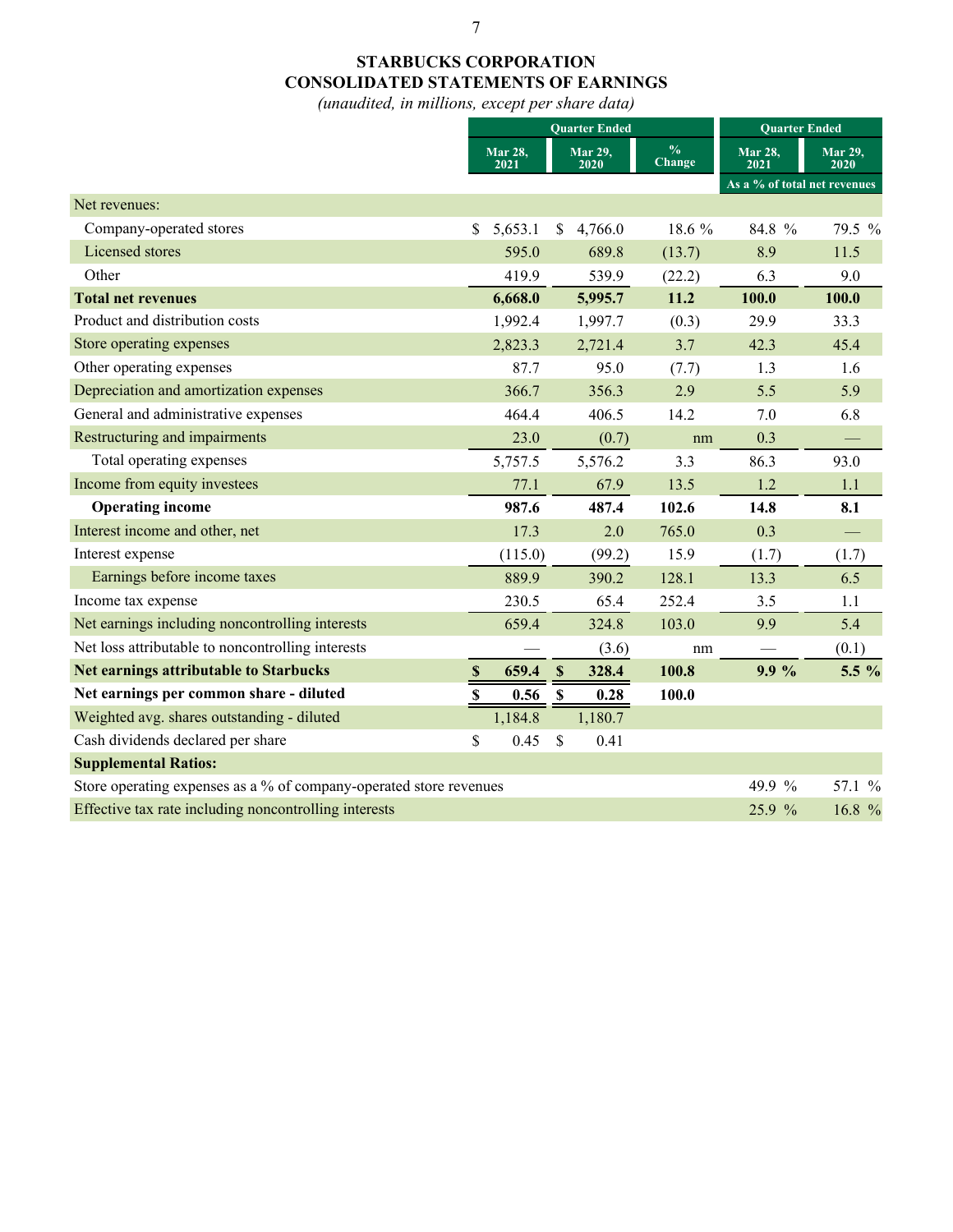# STARBUCKS CORPORATION
# CONSOLIDATED STATEMENTS OF EARNINGS

*(unaudited, in millions, except per share data)*

| | Quarter Ended | | | Quarter Ended | |
|---|---|---|---|---|---|
| | Mar 28, 2021 | Mar 29, 2020 | % Change | Mar 28, 2021 | Mar 29, 2020 |
| | | | | As a % of total net revenues | |
| Net revenues: | | | | | |
| Company-operated stores | $ 5,653.1 | $ 4,766.0 | 18.6 % | 84.8 % | 79.5 % |
| Licensed stores | 595.0 | 689.8 | (13.7) | 8.9 | 11.5 |
| Other | 419.9 | 539.9 | (22.2) | 6.3 | 9.0 |
| **Total net revenues** | **6,668.0** | **5,995.7** | **11.2** | **100.0** | **100.0** |
| Product and distribution costs | 1,992.4 | 1,997.7 | (0.3) | 29.9 | 33.3 |
| Store operating expenses | 2,823.3 | 2,721.4 | 3.7 | 42.3 | 45.4 |
| Other operating expenses | 87.7 | 95.0 | (7.7) | 1.3 | 1.6 |
| Depreciation and amortization expenses | 366.7 | 356.3 | 2.9 | 5.5 | 5.9 |
| General and administrative expenses | 464.4 | 406.5 | 14.2 | 7.0 | 6.8 |
| Restructuring and impairments | 23.0 | (0.7) | nm | 0.3 | — |
| Total operating expenses | 5,757.5 | 5,576.2 | 3.3 | 86.3 | 93.0 |
| Income from equity investees | 77.1 | 67.9 | 13.5 | 1.2 | 1.1 |
| **Operating income** | **987.6** | **487.4** | **102.6** | **14.8** | **8.1** |
| Interest income and other, net | 17.3 | 2.0 | 765.0 | 0.3 | — |
| Interest expense | (115.0) | (99.2) | 15.9 | (1.7) | (1.7) |
| Earnings before income taxes | 889.9 | 390.2 | 128.1 | 13.3 | 6.5 |
| Income tax expense | 230.5 | 65.4 | 252.4 | 3.5 | 1.1 |
| Net earnings including noncontrolling interests | 659.4 | 324.8 | 103.0 | 9.9 | 5.4 |
| Net loss attributable to noncontrolling interests | — | (3.6) | nm | — | (0.1) |
| **Net earnings attributable to Starbucks** | **$ 659.4** | **$ 328.4** | **100.8** | **9.9 %** | **5.5 %** |
| **Net earnings per common share - diluted** | **$ 0.56** | **$ 0.28** | **100.0** | | |
| Weighted avg. shares outstanding - diluted | 1,184.8 | 1,180.7 | | | |
| Cash dividends declared per share | $ 0.45 | $ 0.41 | | | |
| **Supplemental Ratios:** | | | | | |
| Store operating expenses as a % of company-operated store revenues | | | | 49.9 % | 57.1 % |
| Effective tax rate including noncontrolling interests | | | | 25.9 % | 16.8 % |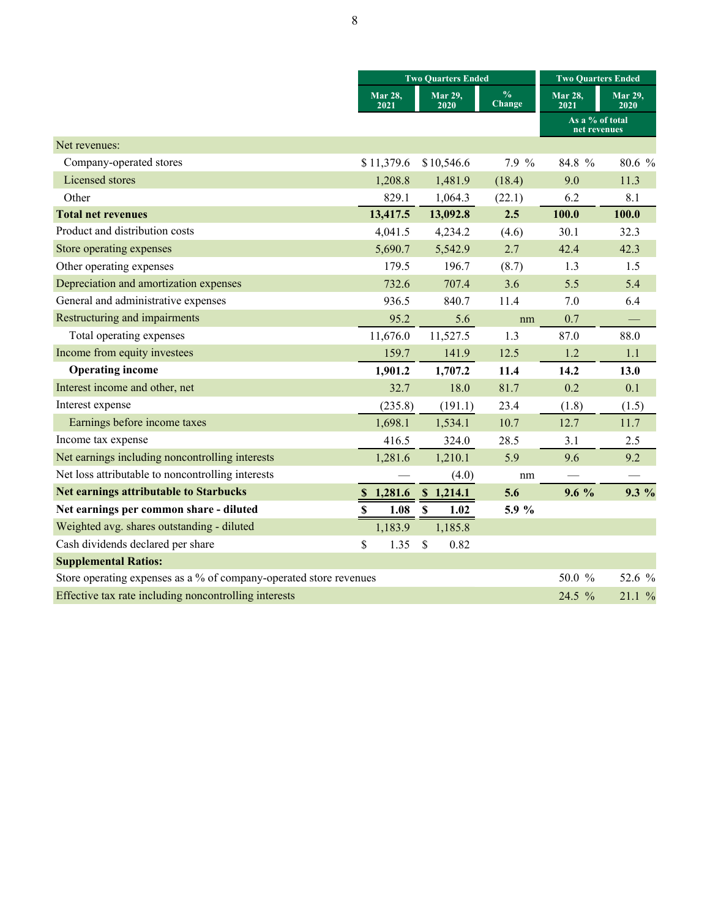| | Two Quarters Ended | | | Two Quarters Ended | |
|---|---|---|---|---|---|
| | Mar 28, 2021 | Mar 29, 2020 | % Change | Mar 28, 2021 | Mar 29, 2020 |
| | | | | As a % of total net revenues | |
| Net revenues: | | | | | |
| Company-operated stores | $ 11,379.6 | $ 10,546.6 | 7.9 % | 84.8 % | 80.6 % |
| Licensed stores | 1,208.8 | 1,481.9 | (18.4) | 9.0 | 11.3 |
| Other | 829.1 | 1,064.3 | (22.1) | 6.2 | 8.1 |
| **Total net revenues** | **13,417.5** | **13,092.8** | **2.5** | **100.0** | **100.0** |
| Product and distribution costs | 4,041.5 | 4,234.2 | (4.6) | 30.1 | 32.3 |
| Store operating expenses | 5,690.7 | 5,542.9 | 2.7 | 42.4 | 42.3 |
| Other operating expenses | 179.5 | 196.7 | (8.7) | 1.3 | 1.5 |
| Depreciation and amortization expenses | 732.6 | 707.4 | 3.6 | 5.5 | 5.4 |
| General and administrative expenses | 936.5 | 840.7 | 11.4 | 7.0 | 6.4 |
| Restructuring and impairments | 95.2 | 5.6 | nm | 0.7 | — |
| Total operating expenses | 11,676.0 | 11,527.5 | 1.3 | 87.0 | 88.0 |
| Income from equity investees | 159.7 | 141.9 | 12.5 | 1.2 | 1.1 |
| **Operating income** | **1,901.2** | **1,707.2** | **11.4** | **14.2** | **13.0** |
| Interest income and other, net | 32.7 | 18.0 | 81.7 | 0.2 | 0.1 |
| Interest expense | (235.8) | (191.1) | 23.4 | (1.8) | (1.5) |
| Earnings before income taxes | 1,698.1 | 1,534.1 | 10.7 | 12.7 | 11.7 |
| Income tax expense | 416.5 | 324.0 | 28.5 | 3.1 | 2.5 |
| Net earnings including noncontrolling interests | 1,281.6 | 1,210.1 | 5.9 | 9.6 | 9.2 |
| Net loss attributable to noncontrolling interests | — | (4.0) | nm | — | — |
| **Net earnings attributable to Starbucks** | **$ 1,281.6** | **$ 1,214.1** | **5.6** | **9.6 %** | **9.3 %** |
| **Net earnings per common share - diluted** | **$ 1.08** | **$ 1.02** | **5.9 %** | | |
| Weighted avg. shares outstanding - diluted | 1,183.9 | 1,185.8 | | | |
| Cash dividends declared per share | $ 1.35 | $ 0.82 | | | |
| **Supplemental Ratios:** | | | | | |
| Store operating expenses as a % of company-operated store revenues | | | | 50.0 % | 52.6 % |
| Effective tax rate including noncontrolling interests | | | | 24.5 % | 21.1 % |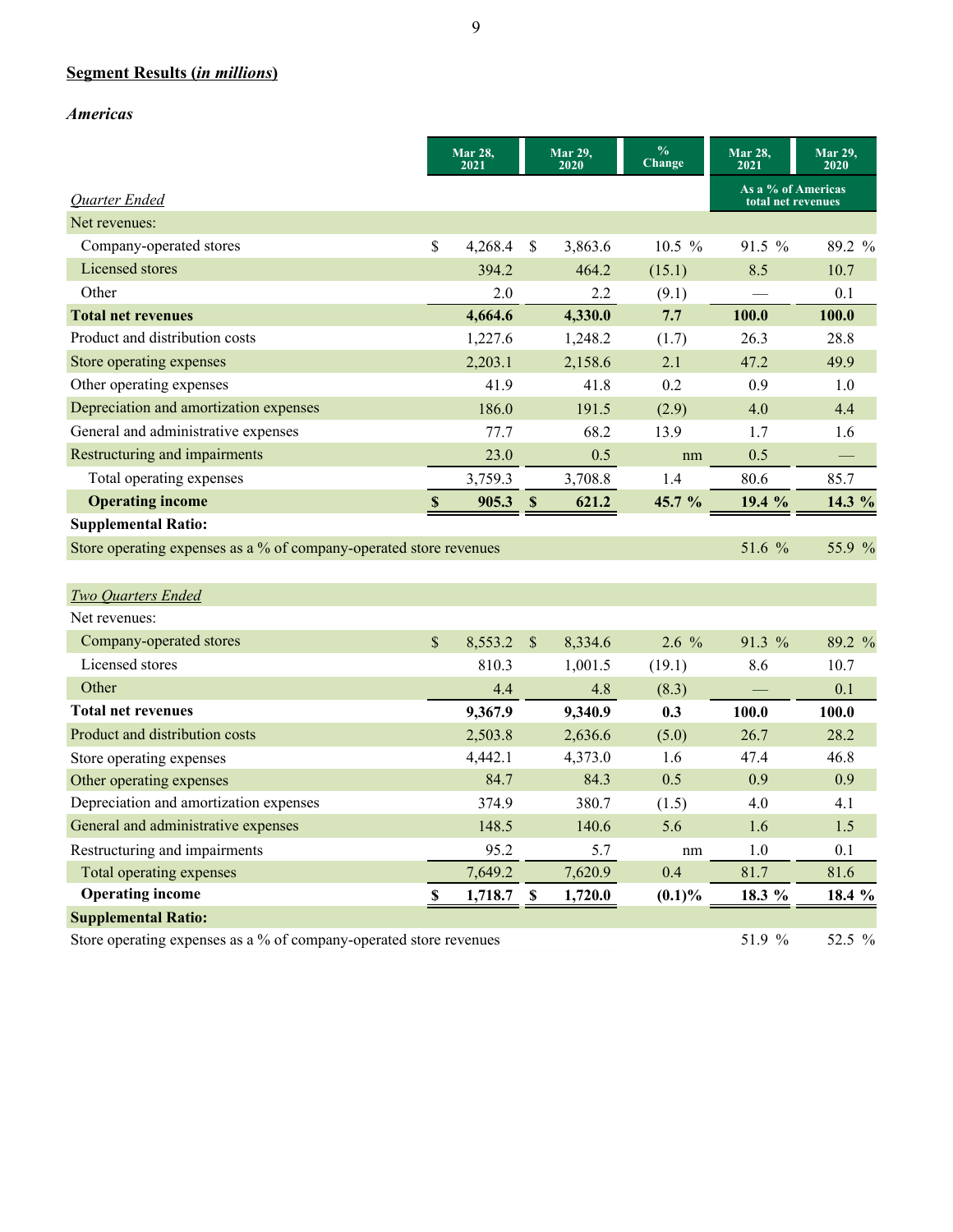## Segment Results (*in millions*)

### *Americas*

| | Mar 28, 2021 | Mar 29, 2020 | % Change | Mar 28, 2021 | Mar 29, 2020 |
|---|---|---|---|---|---|
| *Quarter Ended* | | | | As a % of Americas total net revenues | |
| Net revenues: | | | | | |
| Company-operated stores | $ 4,268.4 | $ 3,863.6 | 10.5 % | 91.5 % | 89.2 % |
| Licensed stores | 394.2 | 464.2 | (15.1) | 8.5 | 10.7 |
| Other | 2.0 | 2.2 | (9.1) | — | 0.1 |
| **Total net revenues** | **4,664.6** | **4,330.0** | **7.7** | **100.0** | **100.0** |
| Product and distribution costs | 1,227.6 | 1,248.2 | (1.7) | 26.3 | 28.8 |
| Store operating expenses | 2,203.1 | 2,158.6 | 2.1 | 47.2 | 49.9 |
| Other operating expenses | 41.9 | 41.8 | 0.2 | 0.9 | 1.0 |
| Depreciation and amortization expenses | 186.0 | 191.5 | (2.9) | 4.0 | 4.4 |
| General and administrative expenses | 77.7 | 68.2 | 13.9 | 1.7 | 1.6 |
| Restructuring and impairments | 23.0 | 0.5 | nm | 0.5 | — |
| Total operating expenses | 3,759.3 | 3,708.8 | 1.4 | 80.6 | 85.7 |
| **Operating income** | **$ 905.3** | **$ 621.2** | **45.7 %** | **19.4 %** | **14.3 %** |
| **Supplemental Ratio:** | | | | | |
| Store operating expenses as a % of company-operated store revenues | | | | 51.6 % | 55.9 % |
| *Two Quarters Ended* | | | | | |
| Net revenues: | | | | | |
| Company-operated stores | $ 8,553.2 | $ 8,334.6 | 2.6 % | 91.3 % | 89.2 % |
| Licensed stores | 810.3 | 1,001.5 | (19.1) | 8.6 | 10.7 |
| Other | 4.4 | 4.8 | (8.3) | — | 0.1 |
| **Total net revenues** | **9,367.9** | **9,340.9** | **0.3** | **100.0** | **100.0** |
| Product and distribution costs | 2,503.8 | 2,636.6 | (5.0) | 26.7 | 28.2 |
| Store operating expenses | 4,442.1 | 4,373.0 | 1.6 | 47.4 | 46.8 |
| Other operating expenses | 84.7 | 84.3 | 0.5 | 0.9 | 0.9 |
| Depreciation and amortization expenses | 374.9 | 380.7 | (1.5) | 4.0 | 4.1 |
| General and administrative expenses | 148.5 | 140.6 | 5.6 | 1.6 | 1.5 |
| Restructuring and impairments | 95.2 | 5.7 | nm | 1.0 | 0.1 |
| Total operating expenses | 7,649.2 | 7,620.9 | 0.4 | 81.7 | 81.6 |
| **Operating income** | **$ 1,718.7** | **$ 1,720.0** | **(0.1)%** | **18.3 %** | **18.4 %** |
| **Supplemental Ratio:** | | | | | |
| Store operating expenses as a % of company-operated store revenues | | | | 51.9 % | 52.5 % |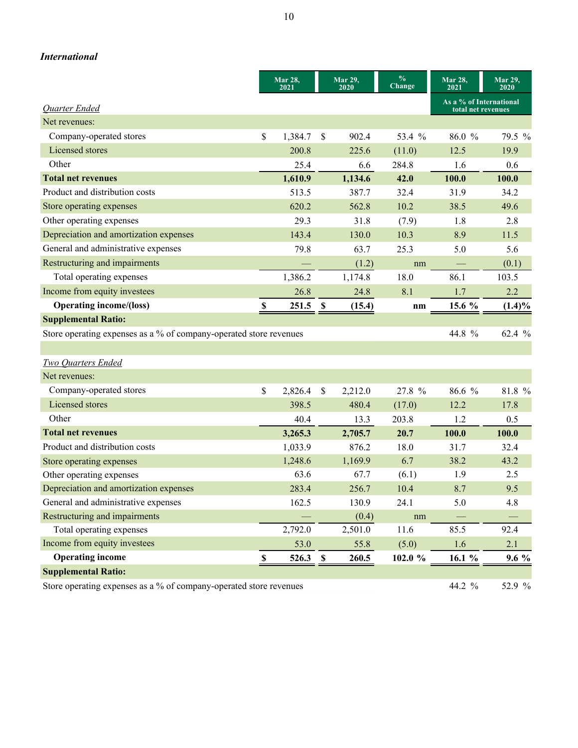### *International*

| | Mar 28, 2021 | Mar 29, 2020 | % Change | Mar 28, 2021 | Mar 29, 2020 |
|---|---|---|---|---|---|
| ***Quarter Ended*** | | | | As a % of International total net revenues | |
| Net revenues: | | | | | |
| Company-operated stores | $ 1,384.7 | $ 902.4 | 53.4 % | 86.0 % | 79.5 % |
| Licensed stores | 200.8 | 225.6 | (11.0) | 12.5 | 19.9 |
| Other | 25.4 | 6.6 | 284.8 | 1.6 | 0.6 |
| **Total net revenues** | **1,610.9** | **1,134.6** | **42.0** | **100.0** | **100.0** |
| Product and distribution costs | 513.5 | 387.7 | 32.4 | 31.9 | 34.2 |
| Store operating expenses | 620.2 | 562.8 | 10.2 | 38.5 | 49.6 |
| Other operating expenses | 29.3 | 31.8 | (7.9) | 1.8 | 2.8 |
| Depreciation and amortization expenses | 143.4 | 130.0 | 10.3 | 8.9 | 11.5 |
| General and administrative expenses | 79.8 | 63.7 | 25.3 | 5.0 | 5.6 |
| Restructuring and impairments | — | (1.2) | nm | — | (0.1) |
| Total operating expenses | 1,386.2 | 1,174.8 | 18.0 | 86.1 | 103.5 |
| Income from equity investees | 26.8 | 24.8 | 8.1 | 1.7 | 2.2 |
| **Operating income/(loss)** | **$ 251.5** | **$ (15.4)** | **nm** | **15.6 %** | **(1.4)%** |
| **Supplemental Ratio:** | | | | | |
| Store operating expenses as a % of company-operated store revenues | | | | 44.8 % | 62.4 % |
| | | | | | |
| ***Two Quarters Ended*** | | | | | |
| Net revenues: | | | | | |
| Company-operated stores | $ 2,826.4 | $ 2,212.0 | 27.8 % | 86.6 % | 81.8 % |
| Licensed stores | 398.5 | 480.4 | (17.0) | 12.2 | 17.8 |
| Other | 40.4 | 13.3 | 203.8 | 1.2 | 0.5 |
| **Total net revenues** | **3,265.3** | **2,705.7** | **20.7** | **100.0** | **100.0** |
| Product and distribution costs | 1,033.9 | 876.2 | 18.0 | 31.7 | 32.4 |
| Store operating expenses | 1,248.6 | 1,169.9 | 6.7 | 38.2 | 43.2 |
| Other operating expenses | 63.6 | 67.7 | (6.1) | 1.9 | 2.5 |
| Depreciation and amortization expenses | 283.4 | 256.7 | 10.4 | 8.7 | 9.5 |
| General and administrative expenses | 162.5 | 130.9 | 24.1 | 5.0 | 4.8 |
| Restructuring and impairments | — | (0.4) | nm | — | — |
| Total operating expenses | 2,792.0 | 2,501.0 | 11.6 | 85.5 | 92.4 |
| Income from equity investees | 53.0 | 55.8 | (5.0) | 1.6 | 2.1 |
| **Operating income** | **$ 526.3** | **$ 260.5** | **102.0 %** | **16.1 %** | **9.6 %** |
| **Supplemental Ratio:** | | | | | |
| Store operating expenses as a % of company-operated store revenues | | | | 44.2 % | 52.9 % |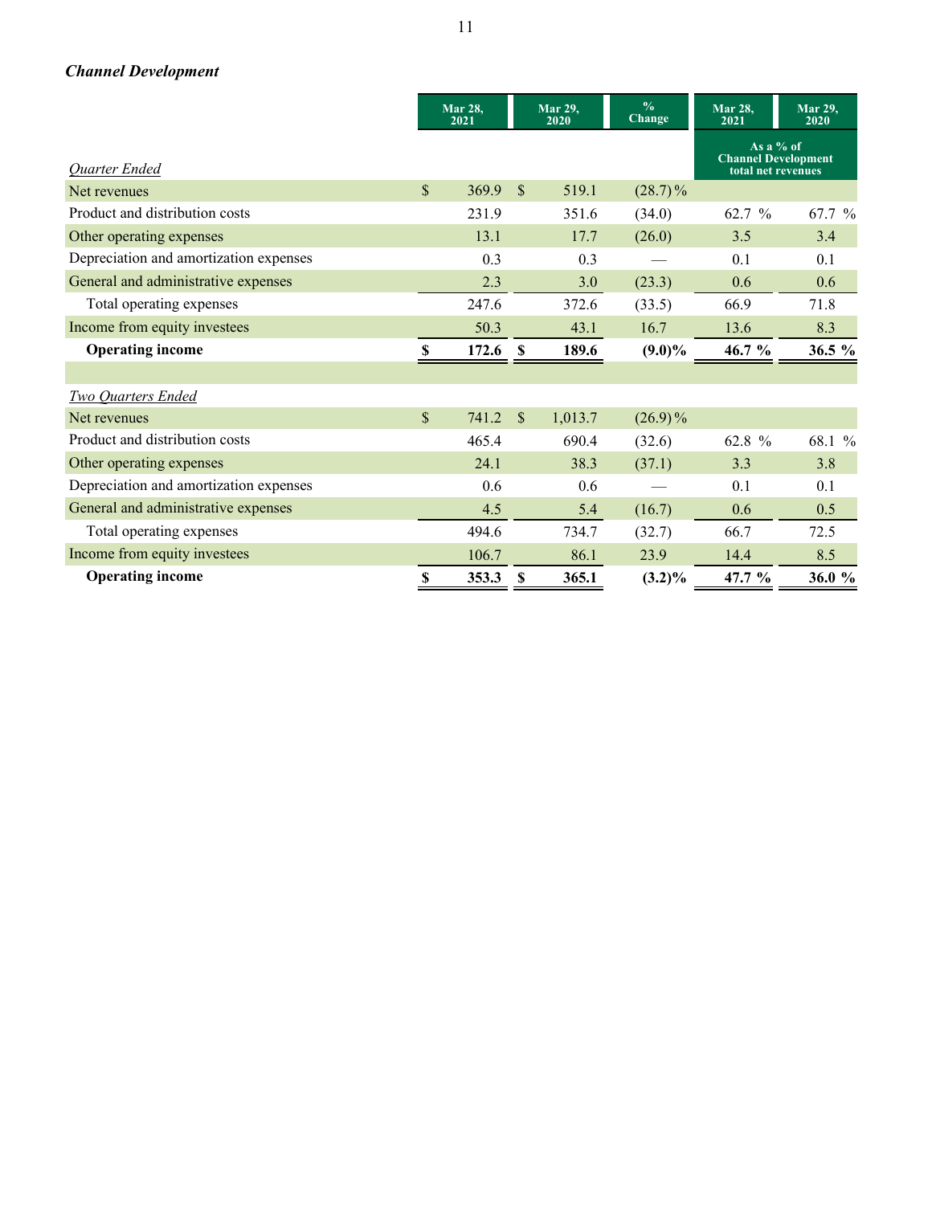### *Channel Development*

| | Mar 28, 2021 | Mar 29, 2020 | % Change | Mar 28, 2021 | Mar 29, 2020 |
|---|---|---|---|---|---|
| | | | | As a % of Channel Development total net revenues | |
| *Quarter Ended* | | | | | |
| Net revenues | $ 369.9 | $ 519.1 | (28.7)% | | |
| Product and distribution costs | 231.9 | 351.6 | (34.0) | 62.7 % | 67.7 % |
| Other operating expenses | 13.1 | 17.7 | (26.0) | 3.5 | 3.4 |
| Depreciation and amortization expenses | 0.3 | 0.3 | — | 0.1 | 0.1 |
| General and administrative expenses | 2.3 | 3.0 | (23.3) | 0.6 | 0.6 |
| Total operating expenses | 247.6 | 372.6 | (33.5) | 66.9 | 71.8 |
| Income from equity investees | 50.3 | 43.1 | 16.7 | 13.6 | 8.3 |
| **Operating income** | **$ 172.6** | **$ 189.6** | **(9.0)%** | **46.7 %** | **36.5 %** |
| | | | | | |
| *Two Quarters Ended* | | | | | |
| Net revenues | $ 741.2 | $ 1,013.7 | (26.9)% | | |
| Product and distribution costs | 465.4 | 690.4 | (32.6) | 62.8 % | 68.1 % |
| Other operating expenses | 24.1 | 38.3 | (37.1) | 3.3 | 3.8 |
| Depreciation and amortization expenses | 0.6 | 0.6 | — | 0.1 | 0.1 |
| General and administrative expenses | 4.5 | 5.4 | (16.7) | 0.6 | 0.5 |
| Total operating expenses | 494.6 | 734.7 | (32.7) | 66.7 | 72.5 |
| Income from equity investees | 106.7 | 86.1 | 23.9 | 14.4 | 8.5 |
| **Operating income** | **$ 353.3** | **$ 365.1** | **(3.2)%** | **47.7 %** | **36.0 %** |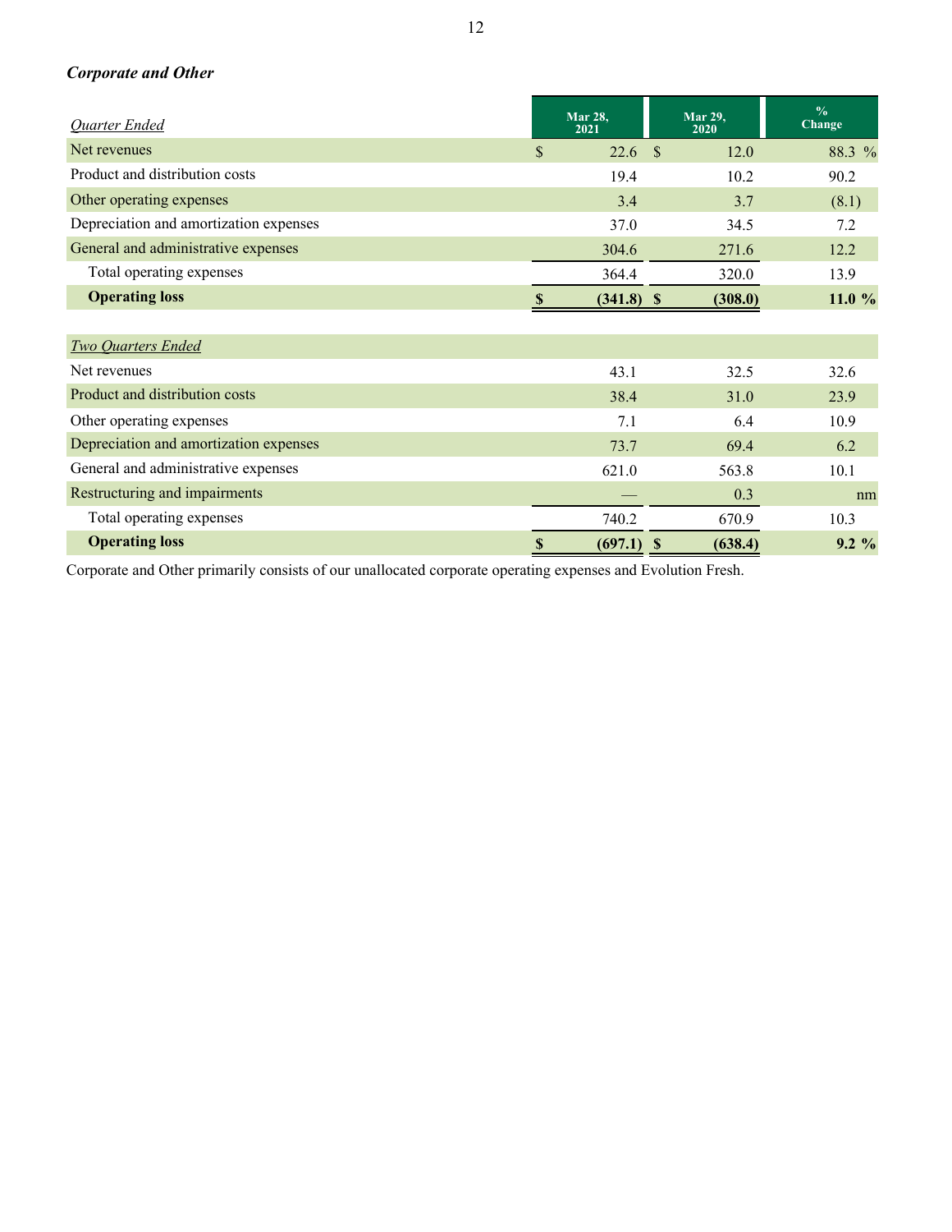### *Corporate and Other*

| *Quarter Ended* | Mar 28, 2021 | Mar 29, 2020 | % Change |
|---|---|---|---|
| Net revenues | $ 22.6 | $ 12.0 | 88.3 % |
| Product and distribution costs | 19.4 | 10.2 | 90.2 |
| Other operating expenses | 3.4 | 3.7 | (8.1) |
| Depreciation and amortization expenses | 37.0 | 34.5 | 7.2 |
| General and administrative expenses | 304.6 | 271.6 | 12.2 |
| Total operating expenses | 364.4 | 320.0 | 13.9 |
| **Operating loss** | **$ (341.8)** | **$ (308.0)** | **11.0 %** |
| *Two Quarters Ended* | | | |
| Net revenues | 43.1 | 32.5 | 32.6 |
| Product and distribution costs | 38.4 | 31.0 | 23.9 |
| Other operating expenses | 7.1 | 6.4 | 10.9 |
| Depreciation and amortization expenses | 73.7 | 69.4 | 6.2 |
| General and administrative expenses | 621.0 | 563.8 | 10.1 |
| Restructuring and impairments | — | 0.3 | nm |
| Total operating expenses | 740.2 | 670.9 | 10.3 |
| **Operating loss** | **$ (697.1)** | **$ (638.4)** | **9.2 %** |

Corporate and Other primarily consists of our unallocated corporate operating expenses and Evolution Fresh.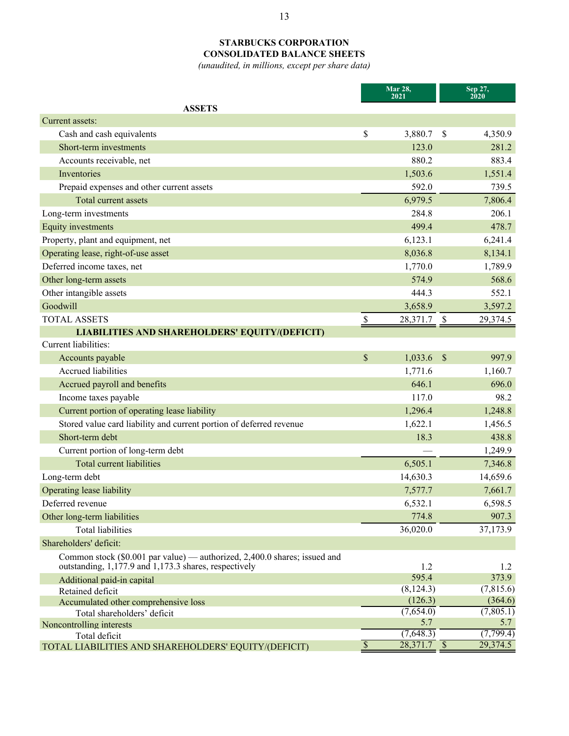# STARBUCKS CORPORATION
## CONSOLIDATED BALANCE SHEETS
*(unaudited, in millions, except per share data)*

| | Mar 28, 2021 | Sep 27, 2020 |
|---|---|---|
| **ASSETS** | | |
| Current assets: | | |
| Cash and cash equivalents | $ 3,880.7 | $ 4,350.9 |
| Short-term investments | 123.0 | 281.2 |
| Accounts receivable, net | 880.2 | 883.4 |
| Inventories | 1,503.6 | 1,551.4 |
| Prepaid expenses and other current assets | 592.0 | 739.5 |
| Total current assets | 6,979.5 | 7,806.4 |
| Long-term investments | 284.8 | 206.1 |
| Equity investments | 499.4 | 478.7 |
| Property, plant and equipment, net | 6,123.1 | 6,241.4 |
| Operating lease, right-of-use asset | 8,036.8 | 8,134.1 |
| Deferred income taxes, net | 1,770.0 | 1,789.9 |
| Other long-term assets | 574.9 | 568.6 |
| Other intangible assets | 444.3 | 552.1 |
| Goodwill | 3,658.9 | 3,597.2 |
| TOTAL ASSETS | $ 28,371.7 | $ 29,374.5 |
| **LIABILITIES AND SHAREHOLDERS' EQUITY/(DEFICIT)** | | |
| Current liabilities: | | |
| Accounts payable | $ 1,033.6 | $ 997.9 |
| Accrued liabilities | 1,771.6 | 1,160.7 |
| Accrued payroll and benefits | 646.1 | 696.0 |
| Income taxes payable | 117.0 | 98.2 |
| Current portion of operating lease liability | 1,296.4 | 1,248.8 |
| Stored value card liability and current portion of deferred revenue | 1,622.1 | 1,456.5 |
| Short-term debt | 18.3 | 438.8 |
| Current portion of long-term debt | — | 1,249.9 |
| Total current liabilities | 6,505.1 | 7,346.8 |
| Long-term debt | 14,630.3 | 14,659.6 |
| Operating lease liability | 7,577.7 | 7,661.7 |
| Deferred revenue | 6,532.1 | 6,598.5 |
| Other long-term liabilities | 774.8 | 907.3 |
| Total liabilities | 36,020.0 | 37,173.9 |
| Shareholders' deficit: | | |
| Common stock ($0.001 par value) — authorized, 2,400.0 shares; issued and outstanding, 1,177.9 and 1,173.3 shares, respectively | 1.2 | 1.2 |
| Additional paid-in capital | 595.4 | 373.9 |
| Retained deficit | (8,124.3) | (7,815.6) |
| Accumulated other comprehensive loss | (126.3) | (364.6) |
| Total shareholders' deficit | (7,654.0) | (7,805.1) |
| Noncontrolling interests | 5.7 | 5.7 |
| Total deficit | (7,648.3) | (7,799.4) |
| TOTAL LIABILITIES AND SHAREHOLDERS' EQUITY/(DEFICIT) | $ 28,371.7 | $ 29,374.5 |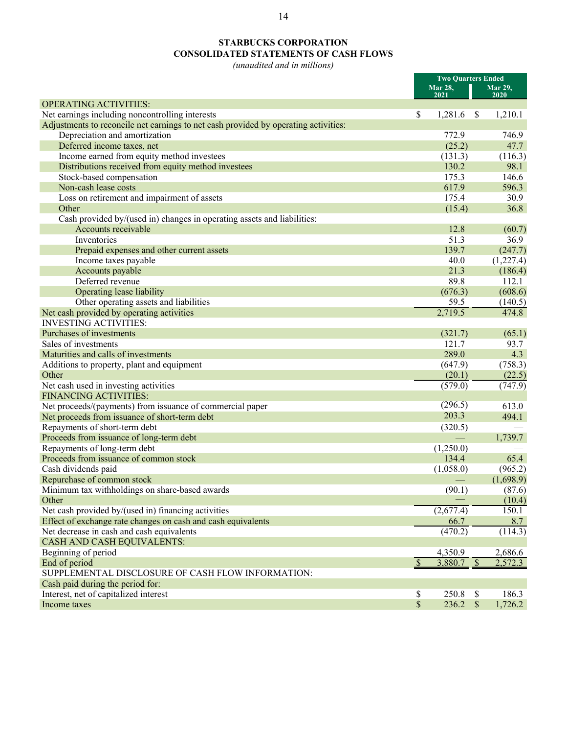# STARBUCKS CORPORATION
## CONSOLIDATED STATEMENTS OF CASH FLOWS

*(unaudited and in millions)*

| | Two Quarters Ended | |
|---|---|---|
| | Mar 28, 2021 | Mar 29, 2020 |
| OPERATING ACTIVITIES: | | |
| Net earnings including noncontrolling interests | $ 1,281.6 | $ 1,210.1 |
| Adjustments to reconcile net earnings to net cash provided by operating activities: | | |
| Depreciation and amortization | 772.9 | 746.9 |
| Deferred income taxes, net | (25.2) | 47.7 |
| Income earned from equity method investees | (131.3) | (116.3) |
| Distributions received from equity method investees | 130.2 | 98.1 |
| Stock-based compensation | 175.3 | 146.6 |
| Non-cash lease costs | 617.9 | 596.3 |
| Loss on retirement and impairment of assets | 175.4 | 30.9 |
| Other | (15.4) | 36.8 |
| Cash provided by/(used in) changes in operating assets and liabilities: | | |
| Accounts receivable | 12.8 | (60.7) |
| Inventories | 51.3 | 36.9 |
| Prepaid expenses and other current assets | 139.7 | (247.7) |
| Income taxes payable | 40.0 | (1,227.4) |
| Accounts payable | 21.3 | (186.4) |
| Deferred revenue | 89.8 | 112.1 |
| Operating lease liability | (676.3) | (608.6) |
| Other operating assets and liabilities | 59.5 | (140.5) |
| Net cash provided by operating activities | 2,719.5 | 474.8 |
| INVESTING ACTIVITIES: | | |
| Purchases of investments | (321.7) | (65.1) |
| Sales of investments | 121.7 | 93.7 |
| Maturities and calls of investments | 289.0 | 4.3 |
| Additions to property, plant and equipment | (647.9) | (758.3) |
| Other | (20.1) | (22.5) |
| Net cash used in investing activities | (579.0) | (747.9) |
| FINANCING ACTIVITIES: | | |
| Net proceeds/(payments) from issuance of commercial paper | (296.5) | 613.0 |
| Net proceeds from issuance of short-term debt | 203.3 | 494.1 |
| Repayments of short-term debt | (320.5) | — |
| Proceeds from issuance of long-term debt | — | 1,739.7 |
| Repayments of long-term debt | (1,250.0) | — |
| Proceeds from issuance of common stock | 134.4 | 65.4 |
| Cash dividends paid | (1,058.0) | (965.2) |
| Repurchase of common stock | — | (1,698.9) |
| Minimum tax withholdings on share-based awards | (90.1) | (87.6) |
| Other | — | (10.4) |
| Net cash provided by/(used in) financing activities | (2,677.4) | 150.1 |
| Effect of exchange rate changes on cash and cash equivalents | 66.7 | 8.7 |
| Net decrease in cash and cash equivalents | (470.2) | (114.3) |
| CASH AND CASH EQUIVALENTS: | | |
| Beginning of period | 4,350.9 | 2,686.6 |
| End of period | $ 3,880.7 | $ 2,572.3 |
| SUPPLEMENTAL DISCLOSURE OF CASH FLOW INFORMATION: | | |
| Cash paid during the period for: | | |
| Interest, net of capitalized interest | $ 250.8 | $ 186.3 |
| Income taxes | $ 236.2 | $ 1,726.2 |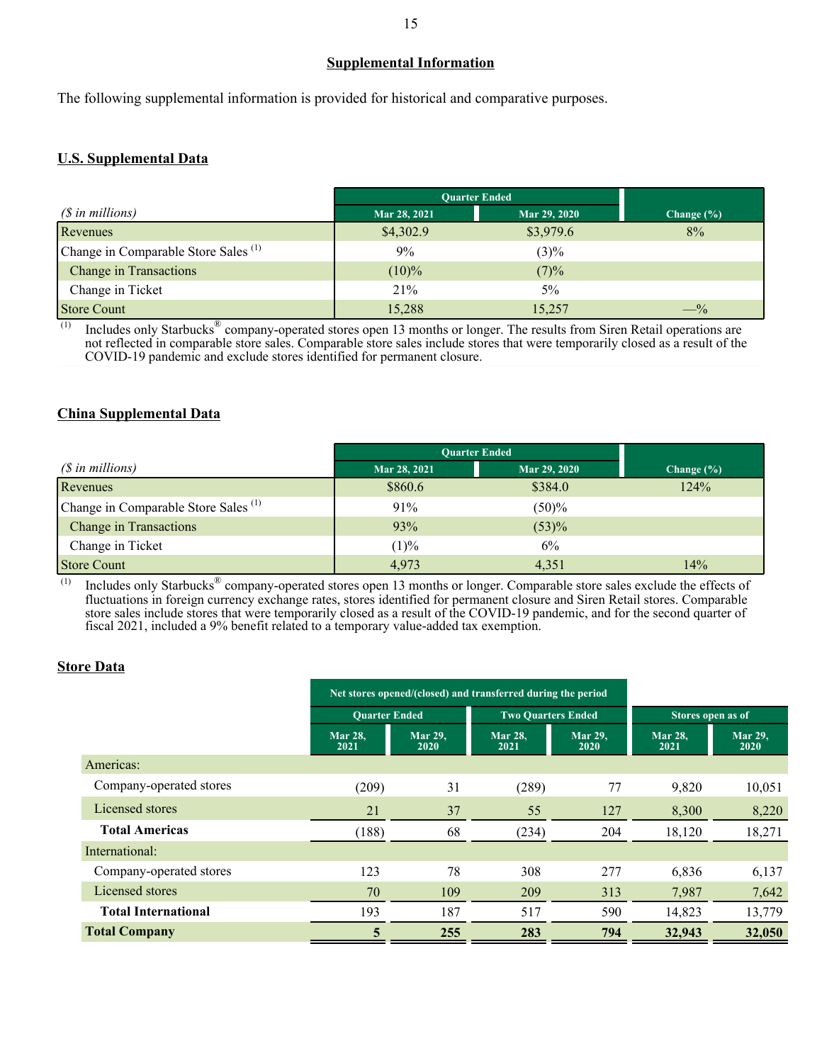## Supplemental Information

The following supplemental information is provided for historical and comparative purposes.

### U.S. Supplemental Data

| ($ in millions) | Quarter Ended | | |
|---|---|---|---|
| | Mar 28, 2021 | Mar 29, 2020 | Change (%) |
| Revenues | $4,302.9 | $3,979.6 | 8% |
| Change in Comparable Store Sales [(1)] | 9% | (3)% | |
| Change in Transactions | (10)% | (7)% | |
| Change in Ticket | 21% | 5% | |
| Store Count | 15,288 | 15,257 | —% |

(1) Includes only Starbucks® company-operated stores open 13 months or longer. The results from Siren Retail operations are not reflected in comparable store sales. Comparable store sales include stores that were temporarily closed as a result of the COVID-19 pandemic and exclude stores identified for permanent closure.

### China Supplemental Data

| ($ in millions) | Quarter Ended | | |
|---|---|---|---|
| | Mar 28, 2021 | Mar 29, 2020 | Change (%) |
| Revenues | $860.6 | $384.0 | 124% |
| Change in Comparable Store Sales [(1)] | 91% | (50)% | |
| Change in Transactions | 93% | (53)% | |
| Change in Ticket | (1)% | 6% | |
| Store Count | 4,973 | 4,351 | 14% |

(1) Includes only Starbucks® company-operated stores open 13 months or longer. Comparable store sales exclude the effects of fluctuations in foreign currency exchange rates, stores identified for permanent closure and Siren Retail stores. Comparable store sales include stores that were temporarily closed as a result of the COVID-19 pandemic, and for the second quarter of fiscal 2021, included a 9% benefit related to a temporary value-added tax exemption.

### Store Data

| | Net stores opened/(closed) and transferred during the period | | | | Stores open as of | |
|---|---|---|---|---|---|---|
| | Quarter Ended | | Two Quarters Ended | | | |
| | Mar 28, 2021 | Mar 29, 2020 | Mar 28, 2021 | Mar 29, 2020 | Mar 28, 2021 | Mar 29, 2020 |
| Americas: | | | | | | |
| Company-operated stores | (209) | 31 | (289) | 77 | 9,820 | 10,051 |
| Licensed stores | 21 | 37 | 55 | 127 | 8,300 | 8,220 |
| **Total Americas** | (188) | 68 | (234) | 204 | 18,120 | 18,271 |
| International: | | | | | | |
| Company-operated stores | 123 | 78 | 308 | 277 | 6,836 | 6,137 |
| Licensed stores | 70 | 109 | 209 | 313 | 7,987 | 7,642 |
| **Total International** | 193 | 187 | 517 | 590 | 14,823 | 13,779 |
| **Total Company** | **5** | **255** | **283** | **794** | **32,943** | **32,050** |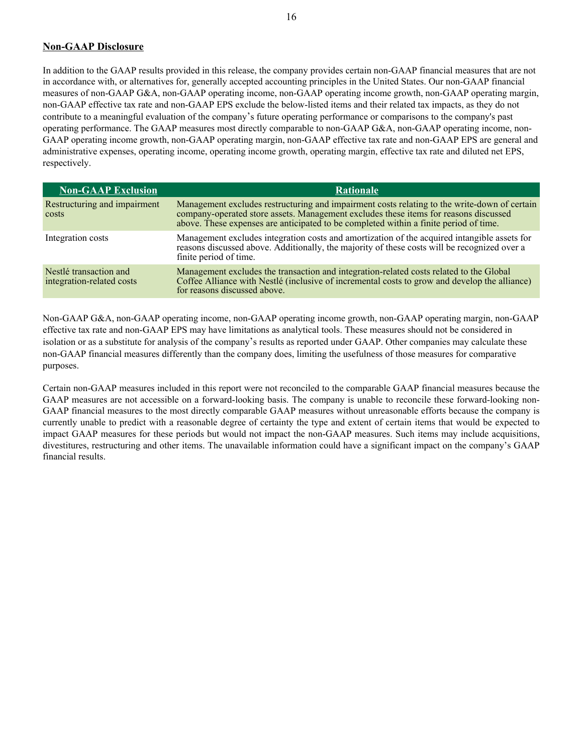## Non-GAAP Disclosure

In addition to the GAAP results provided in this release, the company provides certain non-GAAP financial measures that are not in accordance with, or alternatives for, generally accepted accounting principles in the United States. Our non-GAAP financial measures of non-GAAP G&A, non-GAAP operating income, non-GAAP operating income growth, non-GAAP operating margin, non-GAAP effective tax rate and non-GAAP EPS exclude the below-listed items and their related tax impacts, as they do not contribute to a meaningful evaluation of the company's future operating performance or comparisons to the company's past operating performance. The GAAP measures most directly comparable to non-GAAP G&A, non-GAAP operating income, non-GAAP operating income growth, non-GAAP operating margin, non-GAAP effective tax rate and non-GAAP EPS are general and administrative expenses, operating income, operating income growth, operating margin, effective tax rate and diluted net EPS, respectively.

| Non-GAAP Exclusion | Rationale |
|---|---|
| Restructuring and impairment costs | Management excludes restructuring and impairment costs relating to the write-down of certain company-operated store assets. Management excludes these items for reasons discussed above. These expenses are anticipated to be completed within a finite period of time. |
| Integration costs | Management excludes integration costs and amortization of the acquired intangible assets for reasons discussed above. Additionally, the majority of these costs will be recognized over a finite period of time. |
| Nestlé transaction and integration-related costs | Management excludes the transaction and integration-related costs related to the Global Coffee Alliance with Nestlé (inclusive of incremental costs to grow and develop the alliance) for reasons discussed above. |

Non-GAAP G&A, non-GAAP operating income, non-GAAP operating income growth, non-GAAP operating margin, non-GAAP effective tax rate and non-GAAP EPS may have limitations as analytical tools. These measures should not be considered in isolation or as a substitute for analysis of the company's results as reported under GAAP. Other companies may calculate these non-GAAP financial measures differently than the company does, limiting the usefulness of those measures for comparative purposes.

Certain non-GAAP measures included in this report were not reconciled to the comparable GAAP financial measures because the GAAP measures are not accessible on a forward-looking basis. The company is unable to reconcile these forward-looking non-GAAP financial measures to the most directly comparable GAAP measures without unreasonable efforts because the company is currently unable to predict with a reasonable degree of certainty the type and extent of certain items that would be expected to impact GAAP measures for these periods but would not impact the non-GAAP measures. Such items may include acquisitions, divestitures, restructuring and other items. The unavailable information could have a significant impact on the company's GAAP financial results.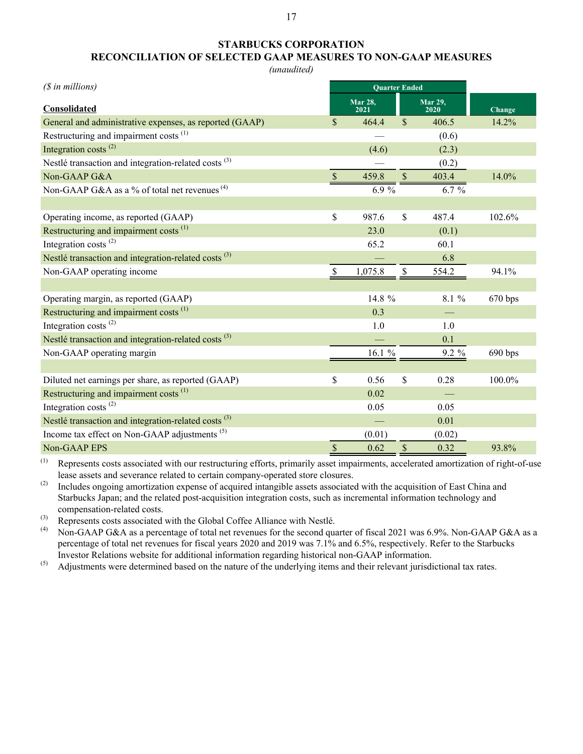# STARBUCKS CORPORATION
## RECONCILIATION OF SELECTED GAAP MEASURES TO NON-GAAP MEASURES

*(unaudited)*

| *($ in millions)* | Quarter Ended | | |
|---|---|---|---|
| **Consolidated** | **Mar 28, 2021** | **Mar 29, 2020** | **Change** |
| General and administrative expenses, as reported (GAAP) | $ 464.4 | $ 406.5 | 14.2% |
| Restructuring and impairment costs [(1)] | — | (0.6) | |
| Integration costs [(2)] | (4.6) | (2.3) | |
| Nestlé transaction and integration-related costs [(3)] | — | (0.2) | |
| Non-GAAP G&A | $ 459.8 | $ 403.4 | 14.0% |
| Non-GAAP G&A as a % of total net revenues [(4)] | 6.9 % | 6.7 % | |
| | | | |
| Operating income, as reported (GAAP) | $ 987.6 | $ 487.4 | 102.6% |
| Restructuring and impairment costs [(1)] | 23.0 | (0.1) | |
| Integration costs [(2)] | 65.2 | 60.1 | |
| Nestlé transaction and integration-related costs [(3)] | — | 6.8 | |
| Non-GAAP operating income | $ 1,075.8 | $ 554.2 | 94.1% |
| | | | |
| Operating margin, as reported (GAAP) | 14.8 % | 8.1 % | 670 bps |
| Restructuring and impairment costs [(1)] | 0.3 | — | |
| Integration costs [(2)] | 1.0 | 1.0 | |
| Nestlé transaction and integration-related costs [(3)] | — | 0.1 | |
| Non-GAAP operating margin | 16.1 % | 9.2 % | 690 bps |
| | | | |
| Diluted net earnings per share, as reported (GAAP) | $ 0.56 | $ 0.28 | 100.0% |
| Restructuring and impairment costs [(1)] | 0.02 | — | |
| Integration costs [(2)] | 0.05 | 0.05 | |
| Nestlé transaction and integration-related costs [(3)] | — | 0.01 | |
| Income tax effect on Non-GAAP adjustments [(5)] | (0.01) | (0.02) | |
| Non-GAAP EPS | $ 0.62 | $ 0.32 | 93.8% |

(1) Represents costs associated with our restructuring efforts, primarily asset impairments, accelerated amortization of right-of-use lease assets and severance related to certain company-operated store closures.

(2) Includes ongoing amortization expense of acquired intangible assets associated with the acquisition of East China and Starbucks Japan; and the related post-acquisition integration costs, such as incremental information technology and compensation-related costs.

(3) Represents costs associated with the Global Coffee Alliance with Nestlé.

(4) Non-GAAP G&A as a percentage of total net revenues for the second quarter of fiscal 2021 was 6.9%. Non-GAAP G&A as a percentage of total net revenues for fiscal years 2020 and 2019 was 7.1% and 6.5%, respectively. Refer to the Starbucks Investor Relations website for additional information regarding historical non-GAAP information.

(5) Adjustments were determined based on the nature of the underlying items and their relevant jurisdictional tax rates.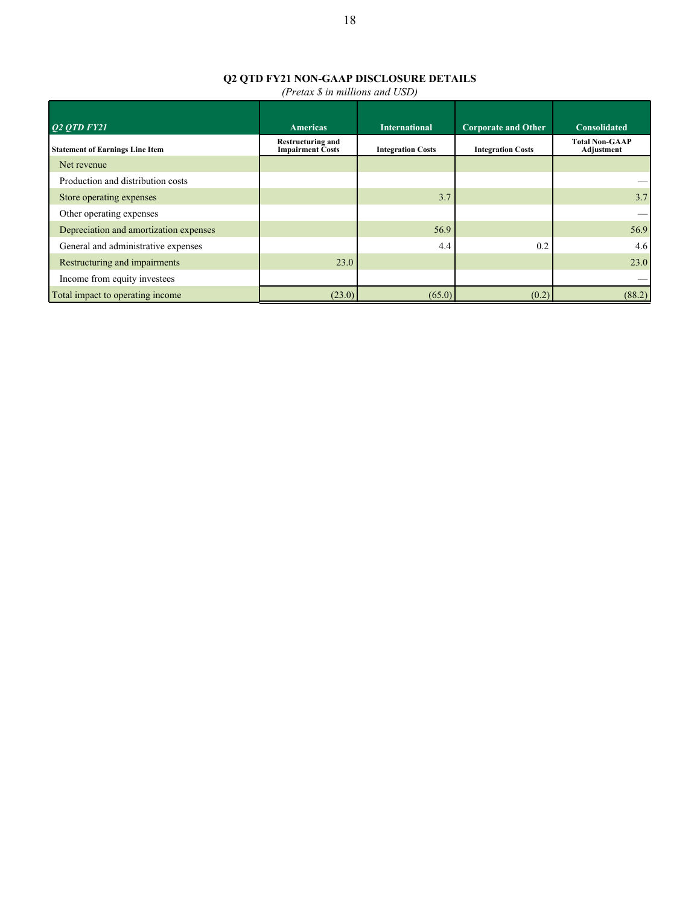## Q2 QTD FY21 NON-GAAP DISCLOSURE DETAILS

*(Pretax $ in millions and USD)*

| *Q2 QTD FY21* | Americas | International | Corporate and Other | Consolidated |
|---|---|---|---|---|
| **Statement of Earnings Line Item** | **Restructuring and Impairment Costs** | **Integration Costs** | **Integration Costs** | **Total Non-GAAP Adjustment** |
| Net revenue | | | | |
| Production and distribution costs | | | | — |
| Store operating expenses | | 3.7 | | 3.7 |
| Other operating expenses | | | | — |
| Depreciation and amortization expenses | | 56.9 | | 56.9 |
| General and administrative expenses | | 4.4 | 0.2 | 4.6 |
| Restructuring and impairments | 23.0 | | | 23.0 |
| Income from equity investees | | | | — |
| Total impact to operating income | (23.0) | (65.0) | (0.2) | (88.2) |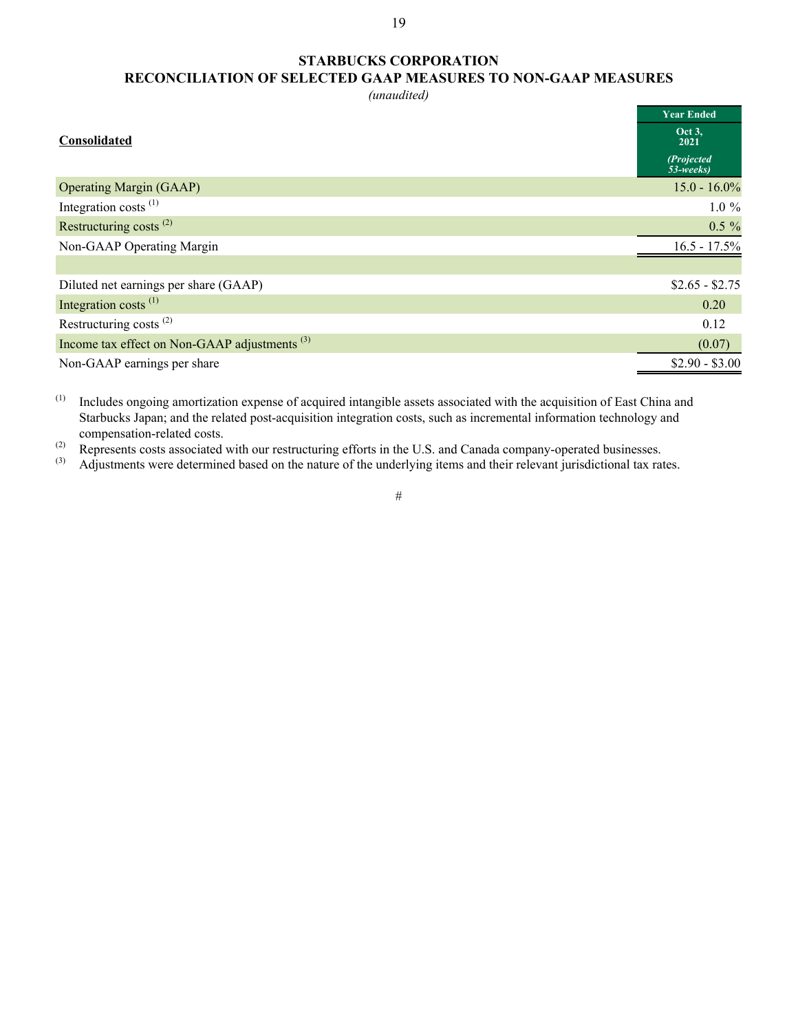# STARBUCKS CORPORATION
## RECONCILIATION OF SELECTED GAAP MEASURES TO NON-GAAP MEASURES

*(unaudited)*

| Consolidated | Year Ended Oct 3, 2021 *(Projected 53-weeks)* |
|---|---|
| Operating Margin (GAAP) | 15.0 - 16.0% |
| Integration costs [1] | 1.0 % |
| Restructuring costs [2] | 0.5 % |
| Non-GAAP Operating Margin | 16.5 - 17.5% |
| | |
| Diluted net earnings per share (GAAP) | $2.65 - $2.75 |
| Integration costs [1] | 0.20 |
| Restructuring costs [2] | 0.12 |
| Income tax effect on Non-GAAP adjustments [3] | (0.07) |
| Non-GAAP earnings per share | $2.90 - $3.00 |

(1) Includes ongoing amortization expense of acquired intangible assets associated with the acquisition of East China and Starbucks Japan; and the related post-acquisition integration costs, such as incremental information technology and compensation-related costs.

(2) Represents costs associated with our restructuring efforts in the U.S. and Canada company-operated businesses.

(3) Adjustments were determined based on the nature of the underlying items and their relevant jurisdictional tax rates.

#